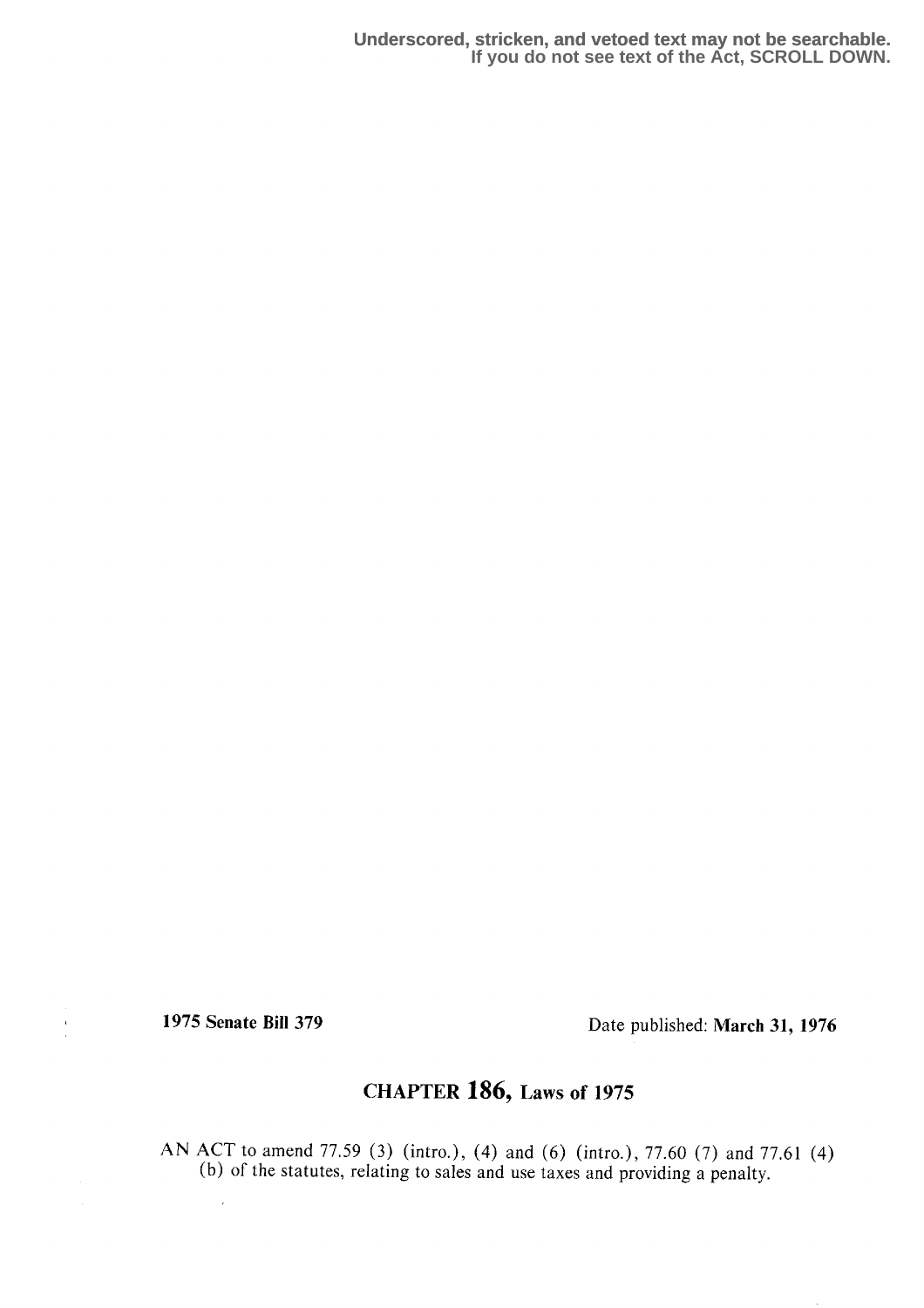Underscored, stricken, and vetoed text may not be searchable.
If you do not see text of the Act, SCROLL DOWN.

**1975 Senate Bill 379** Date published: **March 31, 1976**

# CHAPTER 186, Laws of 1975

AN ACT to amend 77.59 (3) (intro.), (4) and (6) (intro.), 77.60 (7) and 77.61 (4) (b) of the statutes, relating to sales and use taxes and providing a penalty.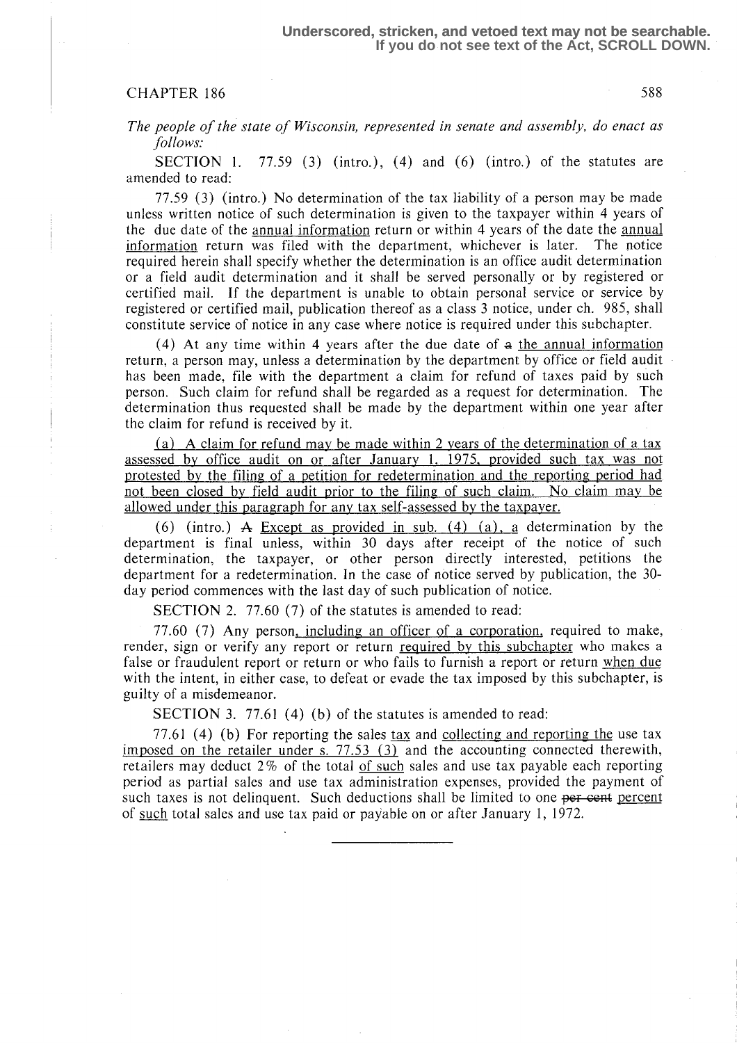Underscored, stricken, and vetoed text may not be searchable. If you do not see text of the Act, SCROLL DOWN.

CHAPTER 186

*The people of the state of Wisconsin, represented in senate and assembly, do enact as follows:*

SECTION 1. 77.59 (3) (intro.), (4) and (6) (intro.) of the statutes are amended to read:

77.59 (3) (intro.) No determination of the tax liability of a person may be made unless written notice of such determination is given to the taxpayer within 4 years of the due date of the annual information return or within 4 years of the date the annual information return was filed with the department, whichever is later. The notice required herein shall specify whether the determination is an office audit determination or a field audit determination and it shall be served personally or by registered or certified mail. If the department is unable to obtain personal service or service by registered or certified mail, publication thereof as a class 3 notice, under ch. 985, shall constitute service of notice in any case where notice is required under this subchapter.

(4) At any time within 4 years after the due date of ~~a~~ the annual information return, a person may, unless a determination by the department by office or field audit has been made, file with the department a claim for refund of taxes paid by such person. Such claim for refund shall be regarded as a request for determination. The determination thus requested shall be made by the department within one year after the claim for refund is received by it.

(a) A claim for refund may be made within 2 years of the determination of a tax assessed by office audit on or after January 1, 1975, provided such tax was not protested by the filing of a petition for redetermination and the reporting period had not been closed by field audit prior to the filing of such claim. No claim may be allowed under this paragraph for any tax self-assessed by the taxpayer.

(6) (intro.) ~~A~~ Except as provided in sub. (4) (a), a determination by the department is final unless, within 30 days after receipt of the notice of such determination, the taxpayer, or other person directly interested, petitions the department for a redetermination. In the case of notice served by publication, the 30-day period commences with the last day of such publication of notice.

SECTION 2. 77.60 (7) of the statutes is amended to read:

77.60 (7) Any person, including an officer of a corporation, required to make, render, sign or verify any report or return required by this subchapter who makes a false or fraudulent report or return or who fails to furnish a report or return when due with the intent, in either case, to defeat or evade the tax imposed by this subchapter, is guilty of a misdemeanor.

SECTION 3. 77.61 (4) (b) of the statutes is amended to read:

77.61 (4) (b) For reporting the sales tax and collecting and reporting the use tax imposed on the retailer under s. 77.53 (3) and the accounting connected therewith, retailers may deduct 2% of the total of such sales and use tax payable each reporting period as partial sales and use tax administration expenses, provided the payment of such taxes is not delinquent. Such deductions shall be limited to one ~~per cent~~ percent of such total sales and use tax paid or payable on or after January 1, 1972.